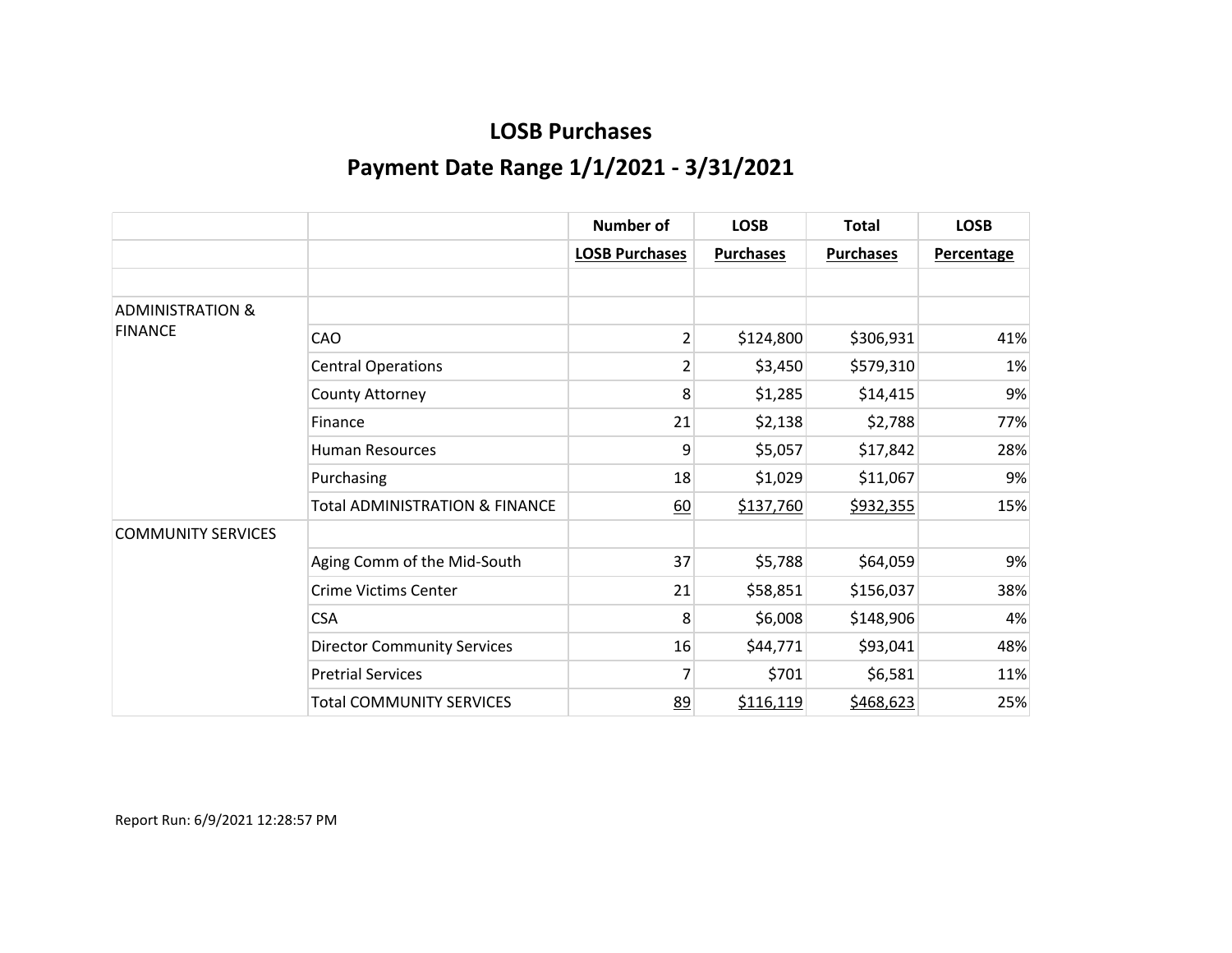# LOSB Purchases

## Payment Date Range 1/1/2021 - 3/31/2021

| | | Number of | LOSB | Total | LOSB |
|---|---|---|---|---|---|
| | | LOSB Purchases | Purchases | Purchases | Percentage |
| | | | | | |
| ADMINISTRATION & FINANCE | | | | | |
| | CAO | 2 | $124,800 | $306,931 | 41% |
| | Central Operations | 2 | $3,450 | $579,310 | 1% |
| | County Attorney | 8 | $1,285 | $14,415 | 9% |
| | Finance | 21 | $2,138 | $2,788 | 77% |
| | Human Resources | 9 | $5,057 | $17,842 | 28% |
| | Purchasing | 18 | $1,029 | $11,067 | 9% |
| | Total ADMINISTRATION & FINANCE | 60 | $137,760 | $932,355 | 15% |
| COMMUNITY SERVICES | | | | | |
| | Aging Comm of the Mid-South | 37 | $5,788 | $64,059 | 9% |
| | Crime Victims Center | 21 | $58,851 | $156,037 | 38% |
| | CSA | 8 | $6,008 | $148,906 | 4% |
| | Director Community Services | 16 | $44,771 | $93,041 | 48% |
| | Pretrial Services | 7 | $701 | $6,581 | 11% |
| | Total COMMUNITY SERVICES | 89 | $116,119 | $468,623 | 25% |

Report Run: 6/9/2021 12:28:57 PM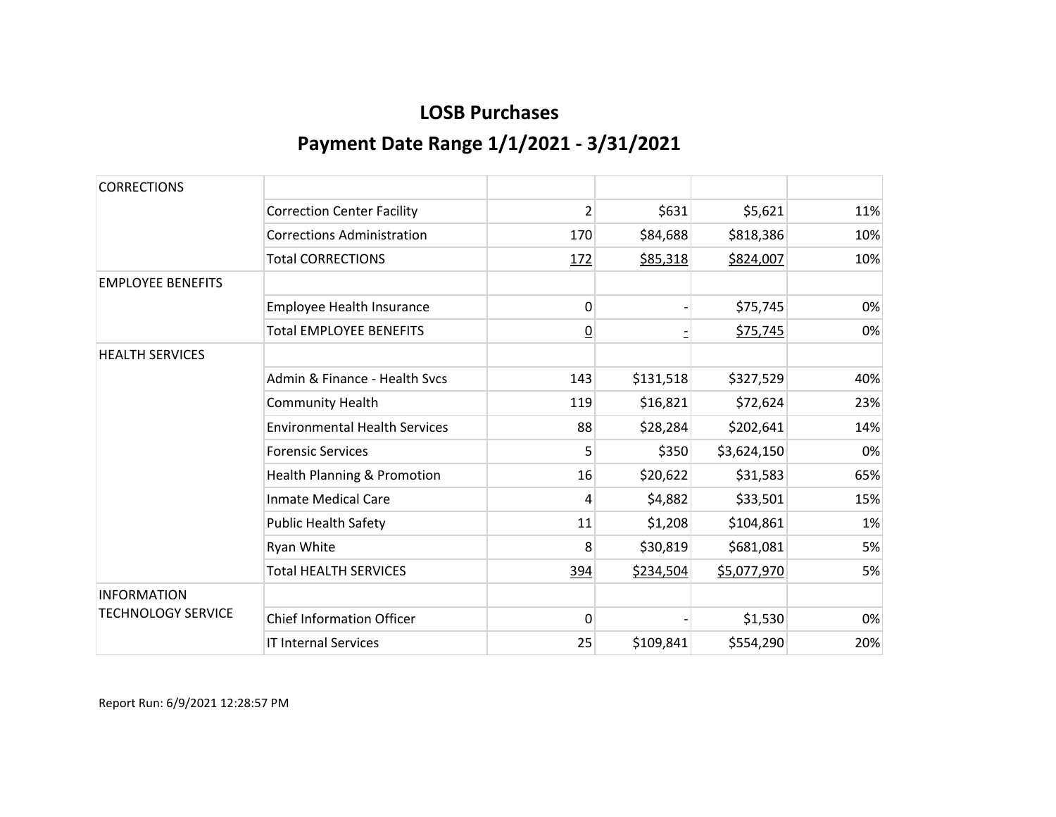# LOSB Purchases

## Payment Date Range 1/1/2021 - 3/31/2021

| | | | | | |
|---|---|---|---|---|---|
| CORRECTIONS | | | | | |
| | Correction Center Facility | 2 | $631 | $5,621 | 11% |
| | Corrections Administration | 170 | $84,688 | $818,386 | 10% |
| | Total CORRECTIONS | 172 | $85,318 | $824,007 | 10% |
| EMPLOYEE BENEFITS | | | | | |
| | Employee Health Insurance | 0 | - | $75,745 | 0% |
| | Total EMPLOYEE BENEFITS | 0 | - | $75,745 | 0% |
| HEALTH SERVICES | | | | | |
| | Admin & Finance - Health Svcs | 143 | $131,518 | $327,529 | 40% |
| | Community Health | 119 | $16,821 | $72,624 | 23% |
| | Environmental Health Services | 88 | $28,284 | $202,641 | 14% |
| | Forensic Services | 5 | $350 | $3,624,150 | 0% |
| | Health Planning & Promotion | 16 | $20,622 | $31,583 | 65% |
| | Inmate Medical Care | 4 | $4,882 | $33,501 | 15% |
| | Public Health Safety | 11 | $1,208 | $104,861 | 1% |
| | Ryan White | 8 | $30,819 | $681,081 | 5% |
| | Total HEALTH SERVICES | 394 | $234,504 | $5,077,970 | 5% |
| INFORMATION TECHNOLOGY SERVICE | | | | | |
| | Chief Information Officer | 0 | - | $1,530 | 0% |
| | IT Internal Services | 25 | $109,841 | $554,290 | 20% |

Report Run: 6/9/2021 12:28:57 PM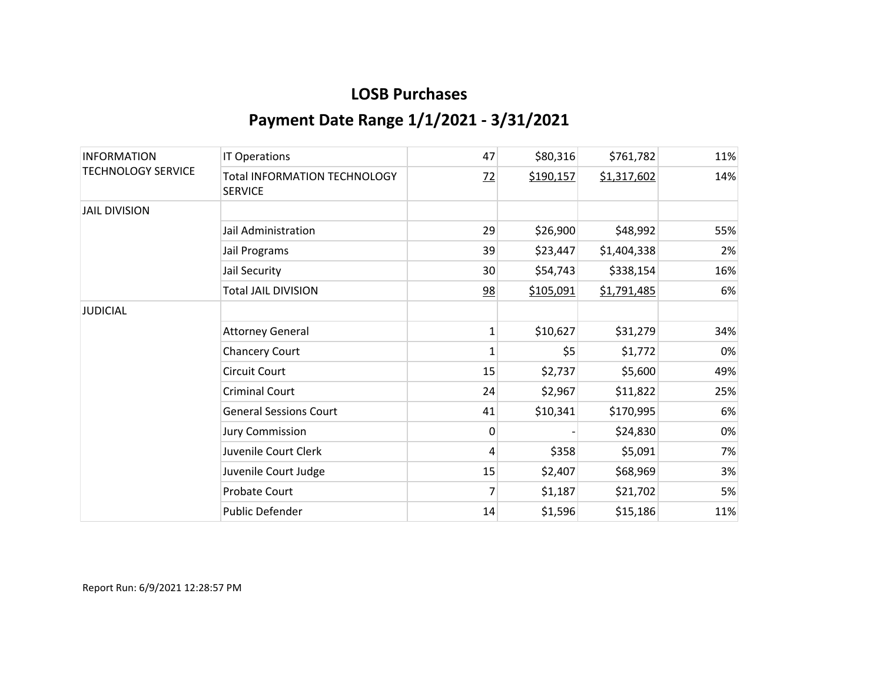# LOSB Purchases

## Payment Date Range 1/1/2021 - 3/31/2021

| | | | | | |
|---|---|---|---|---|---|
| INFORMATION TECHNOLOGY SERVICE | IT Operations | 47 | $80,316 | $761,782 | 11% |
| | Total INFORMATION TECHNOLOGY SERVICE | 72 | $190,157 | $1,317,602 | 14% |
| JAIL DIVISION | | | | | |
| | Jail Administration | 29 | $26,900 | $48,992 | 55% |
| | Jail Programs | 39 | $23,447 | $1,404,338 | 2% |
| | Jail Security | 30 | $54,743 | $338,154 | 16% |
| | Total JAIL DIVISION | 98 | $105,091 | $1,791,485 | 6% |
| JUDICIAL | | | | | |
| | Attorney General | 1 | $10,627 | $31,279 | 34% |
| | Chancery Court | 1 | $5 | $1,772 | 0% |
| | Circuit Court | 15 | $2,737 | $5,600 | 49% |
| | Criminal Court | 24 | $2,967 | $11,822 | 25% |
| | General Sessions Court | 41 | $10,341 | $170,995 | 6% |
| | Jury Commission | 0 | - | $24,830 | 0% |
| | Juvenile Court Clerk | 4 | $358 | $5,091 | 7% |
| | Juvenile Court Judge | 15 | $2,407 | $68,969 | 3% |
| | Probate Court | 7 | $1,187 | $21,702 | 5% |
| | Public Defender | 14 | $1,596 | $15,186 | 11% |

Report Run: 6/9/2021 12:28:57 PM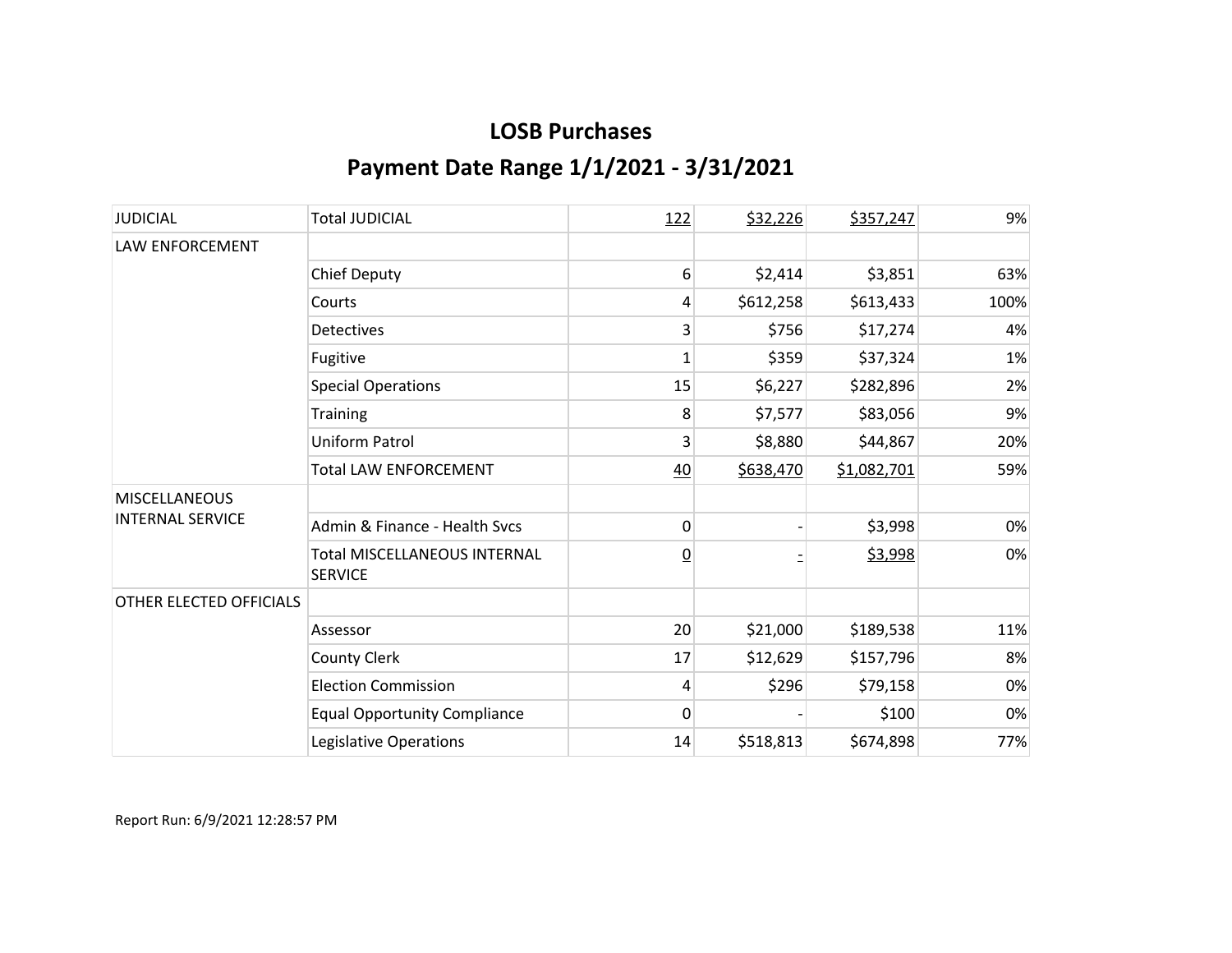# LOSB Purchases

## Payment Date Range 1/1/2021 - 3/31/2021

| | | | | | |
|---|---|---|---|---|---|
| JUDICIAL | Total JUDICIAL | 122 | $32,226 | $357,247 | 9% |
| LAW ENFORCEMENT | | | | | |
| | Chief Deputy | 6 | $2,414 | $3,851 | 63% |
| | Courts | 4 | $612,258 | $613,433 | 100% |
| | Detectives | 3 | $756 | $17,274 | 4% |
| | Fugitive | 1 | $359 | $37,324 | 1% |
| | Special Operations | 15 | $6,227 | $282,896 | 2% |
| | Training | 8 | $7,577 | $83,056 | 9% |
| | Uniform Patrol | 3 | $8,880 | $44,867 | 20% |
| | Total LAW ENFORCEMENT | 40 | $638,470 | $1,082,701 | 59% |
| MISCELLANEOUS INTERNAL SERVICE | | | | | |
| | Admin & Finance - Health Svcs | 0 | - | $3,998 | 0% |
| | Total MISCELLANEOUS INTERNAL SERVICE | 0 | - | $3,998 | 0% |
| OTHER ELECTED OFFICIALS | | | | | |
| | Assessor | 20 | $21,000 | $189,538 | 11% |
| | County Clerk | 17 | $12,629 | $157,796 | 8% |
| | Election Commission | 4 | $296 | $79,158 | 0% |
| | Equal Opportunity Compliance | 0 | - | $100 | 0% |
| | Legislative Operations | 14 | $518,813 | $674,898 | 77% |

Report Run: 6/9/2021 12:28:57 PM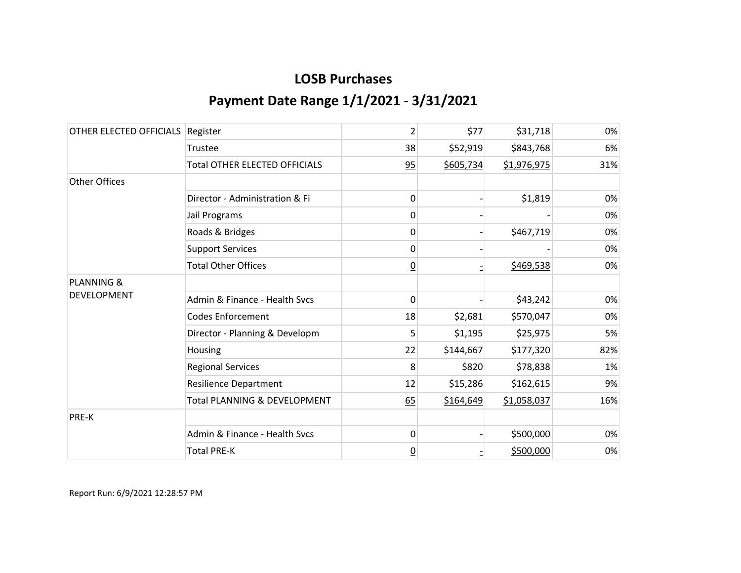# LOSB Purchases

## Payment Date Range 1/1/2021 - 3/31/2021

| | | | | | |
|---|---|---|---|---|---|
| OTHER ELECTED OFFICIALS | Register | 2 | $77 | $31,718 | 0% |
| | Trustee | 38 | $52,919 | $843,768 | 6% |
| | Total OTHER ELECTED OFFICIALS | 95 | $605,734 | $1,976,975 | 31% |
| Other Offices | | | | | |
| | Director - Administration & Fi | 0 | - | $1,819 | 0% |
| | Jail Programs | 0 | - | - | 0% |
| | Roads & Bridges | 0 | - | $467,719 | 0% |
| | Support Services | 0 | - | - | 0% |
| | Total Other Offices | 0 | - | $469,538 | 0% |
| PLANNING & DEVELOPMENT | | | | | |
| | Admin & Finance - Health Svcs | 0 | - | $43,242 | 0% |
| | Codes Enforcement | 18 | $2,681 | $570,047 | 0% |
| | Director - Planning & Developm | 5 | $1,195 | $25,975 | 5% |
| | Housing | 22 | $144,667 | $177,320 | 82% |
| | Regional Services | 8 | $820 | $78,838 | 1% |
| | Resilience Department | 12 | $15,286 | $162,615 | 9% |
| | Total PLANNING & DEVELOPMENT | 65 | $164,649 | $1,058,037 | 16% |
| PRE-K | | | | | |
| | Admin & Finance - Health Svcs | 0 | - | $500,000 | 0% |
| | Total PRE-K | 0 | - | $500,000 | 0% |

Report Run: 6/9/2021 12:28:57 PM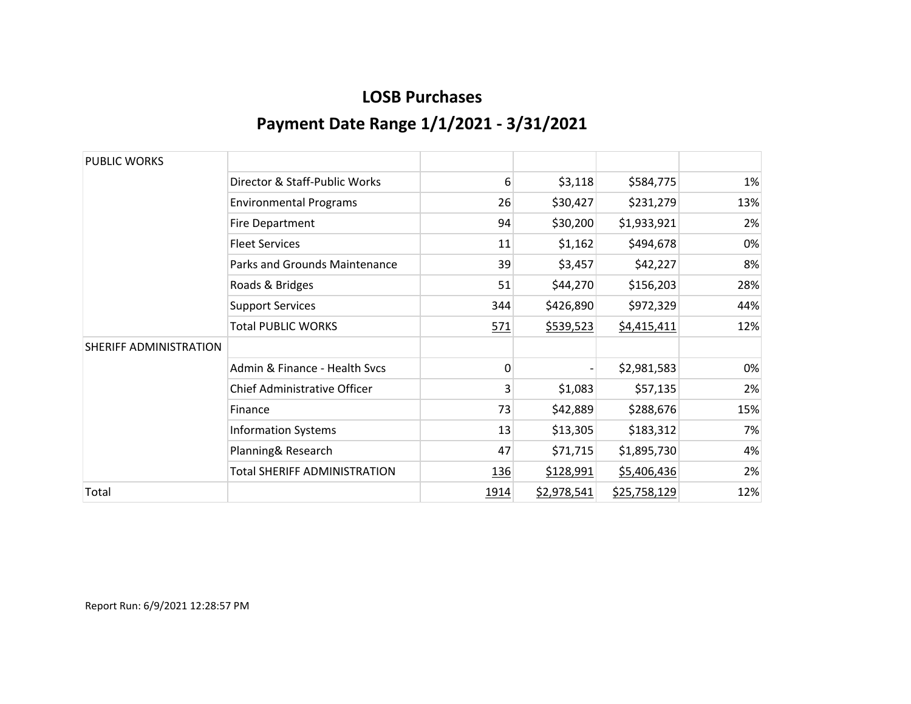# LOSB Purchases

## Payment Date Range 1/1/2021 - 3/31/2021

| | | | | | |
|---|---|---|---|---|---|
| PUBLIC WORKS | | | | | |
| | Director & Staff-Public Works | 6 | $3,118 | $584,775 | 1% |
| | Environmental Programs | 26 | $30,427 | $231,279 | 13% |
| | Fire Department | 94 | $30,200 | $1,933,921 | 2% |
| | Fleet Services | 11 | $1,162 | $494,678 | 0% |
| | Parks and Grounds Maintenance | 39 | $3,457 | $42,227 | 8% |
| | Roads & Bridges | 51 | $44,270 | $156,203 | 28% |
| | Support Services | 344 | $426,890 | $972,329 | 44% |
| | Total PUBLIC WORKS | 571 | $539,523 | $4,415,411 | 12% |
| SHERIFF ADMINISTRATION | | | | | |
| | Admin & Finance - Health Svcs | 0 | - | $2,981,583 | 0% |
| | Chief Administrative Officer | 3 | $1,083 | $57,135 | 2% |
| | Finance | 73 | $42,889 | $288,676 | 15% |
| | Information Systems | 13 | $13,305 | $183,312 | 7% |
| | Planning& Research | 47 | $71,715 | $1,895,730 | 4% |
| | Total SHERIFF ADMINISTRATION | 136 | $128,991 | $5,406,436 | 2% |
| Total | | 1914 | $2,978,541 | $25,758,129 | 12% |

Report Run: 6/9/2021 12:28:57 PM